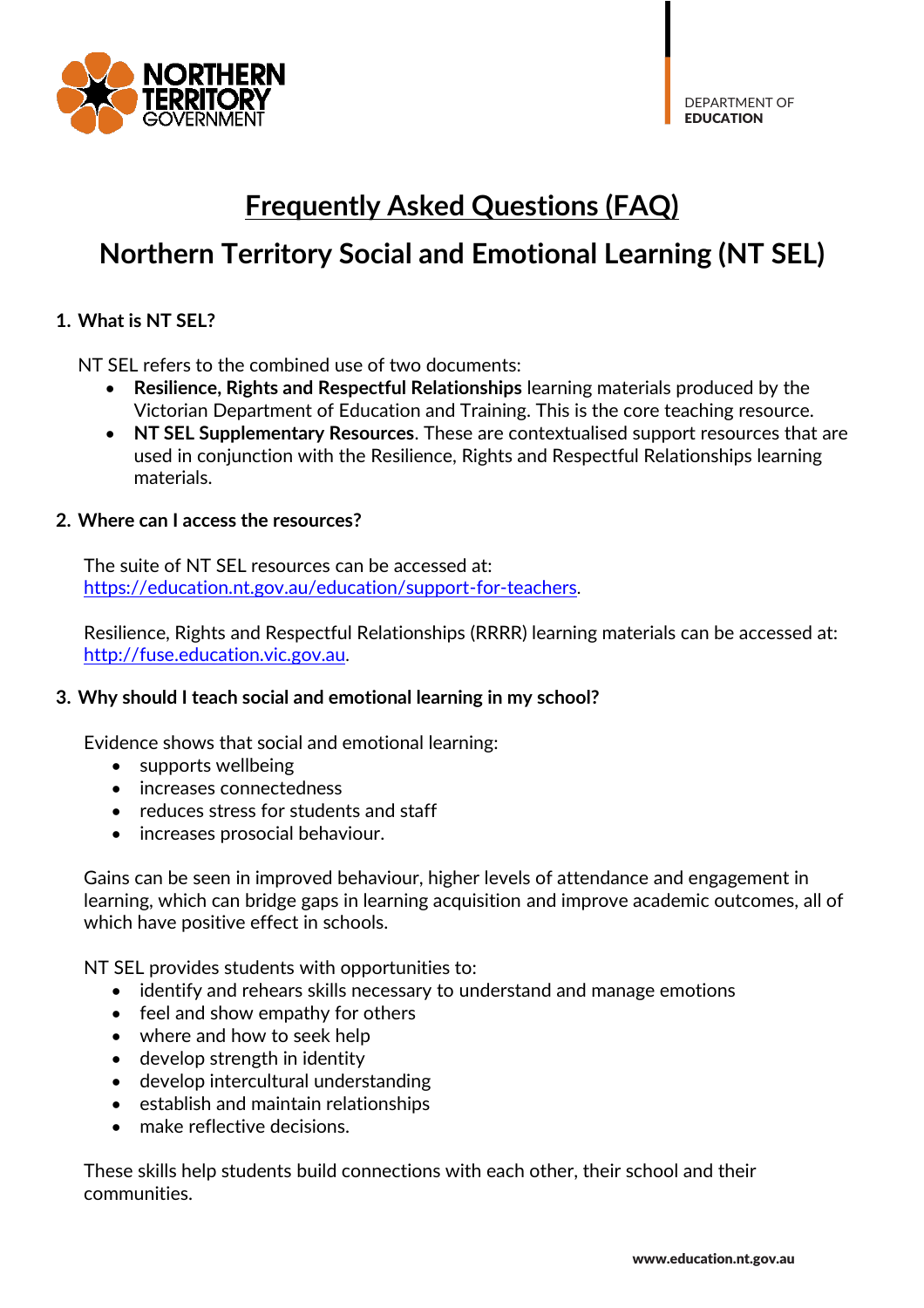# Frequently Asked Questions (FAQ)

## Northern Territory Social and Emotional Learning (NT SEL)

### 1. What is NT SEL?

NT SEL refers to the combined use of two documents:

- **Resilience, Rights and Respectful Relationships** learning materials produced by the Victorian Department of Education and Training. This is the core teaching resource.
- **NT SEL Supplementary Resources**. These are contextualised support resources that are used in conjunction with the Resilience, Rights and Respectful Relationships learning materials.

### 2. Where can I access the resources?

The suite of NT SEL resources can be accessed at: https://education.nt.gov.au/education/support-for-teachers.

Resilience, Rights and Respectful Relationships (RRRR) learning materials can be accessed at: http://fuse.education.vic.gov.au.

### 3. Why should I teach social and emotional learning in my school?

Evidence shows that social and emotional learning:

- supports wellbeing
- increases connectedness
- reduces stress for students and staff
- increases prosocial behaviour.

Gains can be seen in improved behaviour, higher levels of attendance and engagement in learning, which can bridge gaps in learning acquisition and improve academic outcomes, all of which have positive effect in schools.

NT SEL provides students with opportunities to:

- identify and rehears skills necessary to understand and manage emotions
- feel and show empathy for others
- where and how to seek help
- develop strength in identity
- develop intercultural understanding
- establish and maintain relationships
- make reflective decisions.

These skills help students build connections with each other, their school and their communities.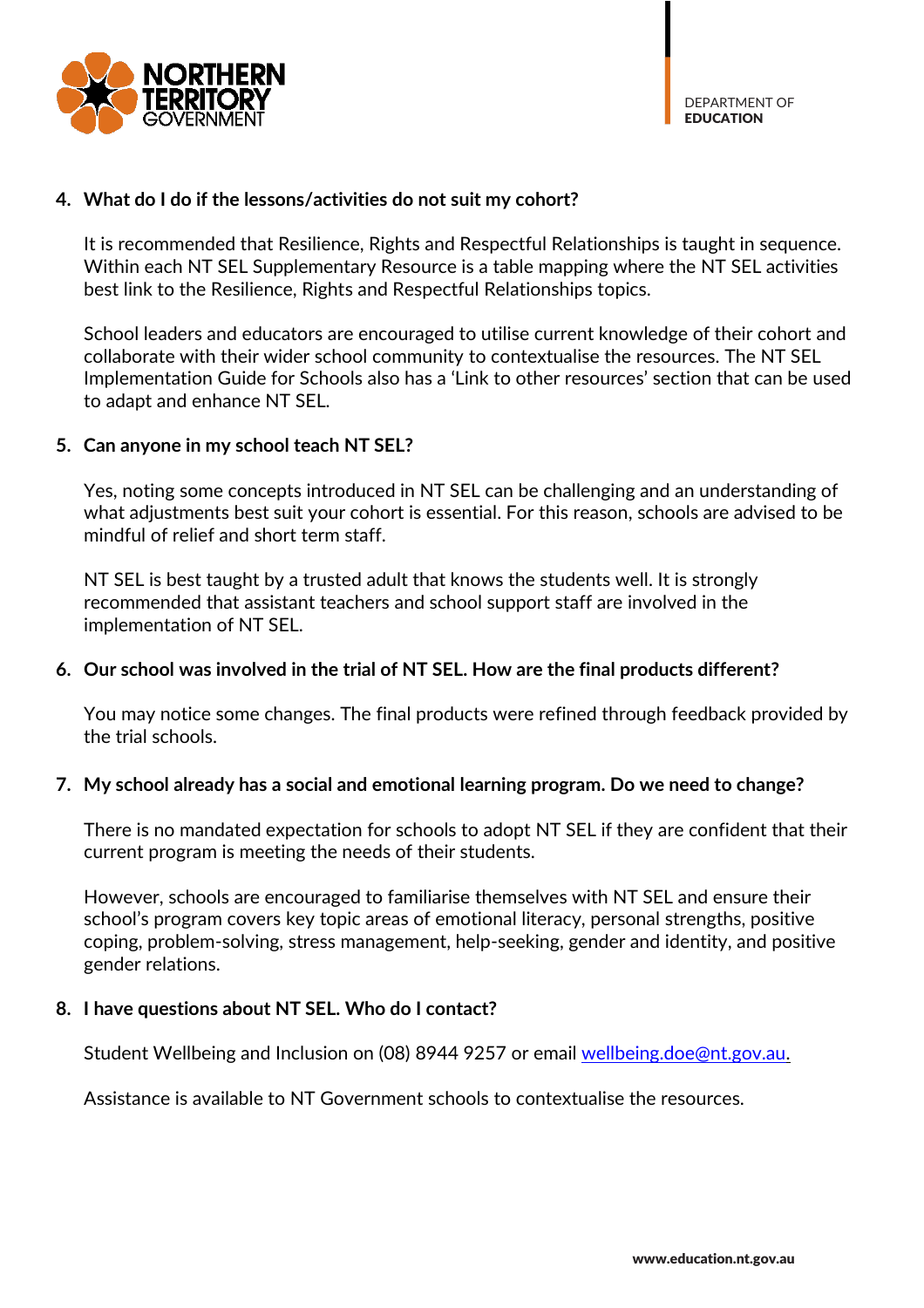4. **What do I do if the lessons/activities do not suit my cohort?**

   It is recommended that Resilience, Rights and Respectful Relationships is taught in sequence. Within each NT SEL Supplementary Resource is a table mapping where the NT SEL activities best link to the Resilience, Rights and Respectful Relationships topics.

   School leaders and educators are encouraged to utilise current knowledge of their cohort and collaborate with their wider school community to contextualise the resources. The NT SEL Implementation Guide for Schools also has a 'Link to other resources' section that can be used to adapt and enhance NT SEL.

5. **Can anyone in my school teach NT SEL?**

   Yes, noting some concepts introduced in NT SEL can be challenging and an understanding of what adjustments best suit your cohort is essential. For this reason, schools are advised to be mindful of relief and short term staff.

   NT SEL is best taught by a trusted adult that knows the students well. It is strongly recommended that assistant teachers and school support staff are involved in the implementation of NT SEL.

6. **Our school was involved in the trial of NT SEL. How are the final products different?**

   You may notice some changes. The final products were refined through feedback provided by the trial schools.

7. **My school already has a social and emotional learning program. Do we need to change?**

   There is no mandated expectation for schools to adopt NT SEL if they are confident that their current program is meeting the needs of their students.

   However, schools are encouraged to familiarise themselves with NT SEL and ensure their school's program covers key topic areas of emotional literacy, personal strengths, positive coping, problem-solving, stress management, help-seeking, gender and identity, and positive gender relations.

8. **I have questions about NT SEL. Who do I contact?**

   Student Wellbeing and Inclusion on (08) 8944 9257 or email wellbeing.doe@nt.gov.au.

   Assistance is available to NT Government schools to contextualise the resources.